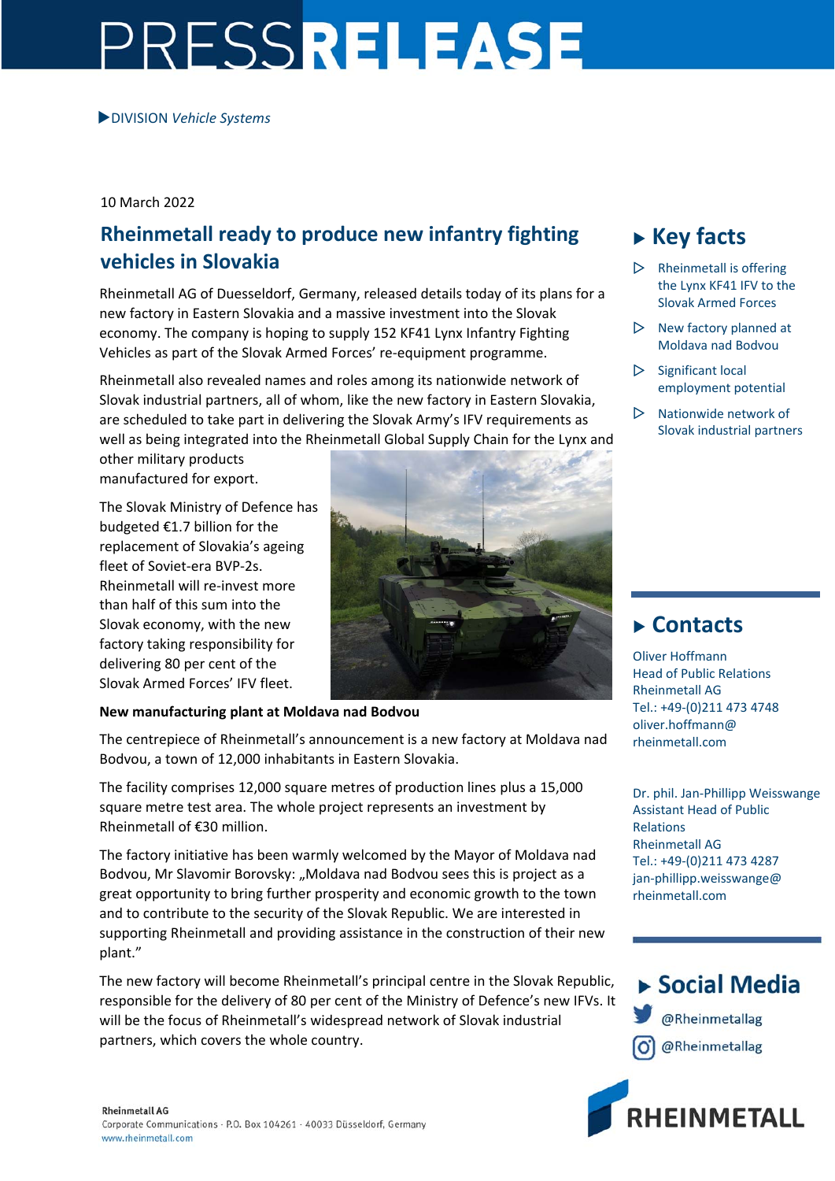# PRESSRELEASE

▶DIVISION *Vehicle Systems*

10 March 2022

## Rheinmetall ready to produce new infantry fighting vehicles in Slovakia

Rheinmetall AG of Duesseldorf, Germany, released details today of its plans for a new factory in Eastern Slovakia and a massive investment into the Slovak economy. The company is hoping to supply 152 KF41 Lynx Infantry Fighting Vehicles as part of the Slovak Armed Forces' re-equipment programme.

Rheinmetall also revealed names and roles among its nationwide network of Slovak industrial partners, all of whom, like the new factory in Eastern Slovakia, are scheduled to take part in delivering the Slovak Army's IFV requirements as well as being integrated into the Rheinmetall Global Supply Chain for the Lynx and other military products manufactured for export.

The Slovak Ministry of Defence has budgeted €1.7 billion for the replacement of Slovakia's ageing fleet of Soviet-era BVP-2s. Rheinmetall will re-invest more than half of this sum into the Slovak economy, with the new factory taking responsibility for delivering 80 per cent of the Slovak Armed Forces' IFV fleet.

**New manufacturing plant at Moldava nad Bodvou**

The centrepiece of Rheinmetall's announcement is a new factory at Moldava nad Bodvou, a town of 12,000 inhabitants in Eastern Slovakia.

The facility comprises 12,000 square metres of production lines plus a 15,000 square metre test area. The whole project represents an investment by Rheinmetall of €30 million.

The factory initiative has been warmly welcomed by the Mayor of Moldava nad Bodvou, Mr Slavomir Borovsky: „Moldava nad Bodvou sees this is project as a great opportunity to bring further prosperity and economic growth to the town and to contribute to the security of the Slovak Republic. We are interested in supporting Rheinmetall and providing assistance in the construction of their new plant."

The new factory will become Rheinmetall's principal centre in the Slovak Republic, responsible for the delivery of 80 per cent of the Ministry of Defence's new IFVs. It will be the focus of Rheinmetall's widespread network of Slovak industrial partners, which covers the whole country.

## ▶ Key facts

- Rheinmetall is offering the Lynx KF41 IFV to the Slovak Armed Forces
- New factory planned at Moldava nad Bodvou
- Significant local employment potential
- Nationwide network of Slovak industrial partners

## ▶ Contacts

Oliver Hoffmann
Head of Public Relations
Rheinmetall AG
Tel.: +49-(0)211 473 4748
oliver.hoffmann@rheinmetall.com

Dr. phil. Jan-Phillipp Weisswange
Assistant Head of Public Relations
Rheinmetall AG
Tel.: +49-(0)211 473 4287
jan-phillipp.weisswange@rheinmetall.com

## ▶ Social Media

@Rheinmetallag
@Rheinmetallag

Rheinmetall AG
Corporate Communications · P.O. Box 104261 · 40033 Düsseldorf, Germany
www.rheinmetall.com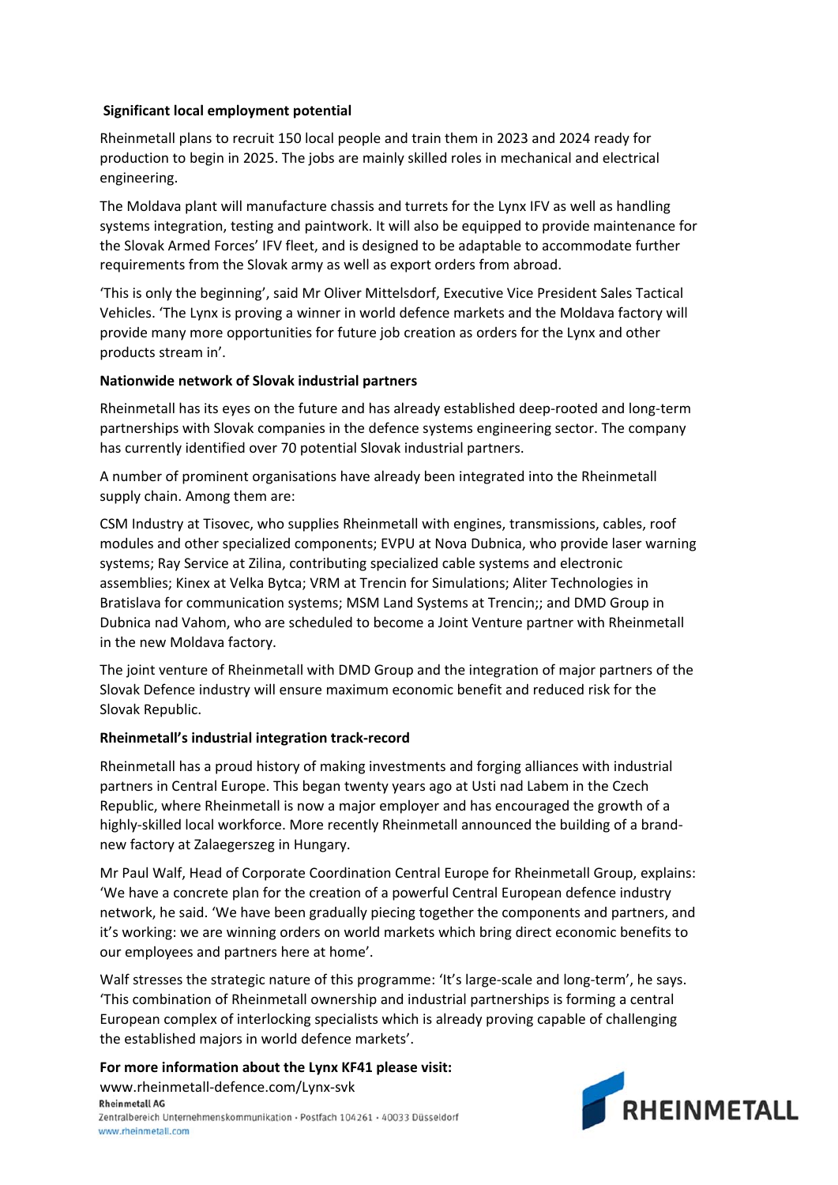**Significant local employment potential**

Rheinmetall plans to recruit 150 local people and train them in 2023 and 2024 ready for production to begin in 2025. The jobs are mainly skilled roles in mechanical and electrical engineering.

The Moldava plant will manufacture chassis and turrets for the Lynx IFV as well as handling systems integration, testing and paintwork. It will also be equipped to provide maintenance for the Slovak Armed Forces' IFV fleet, and is designed to be adaptable to accommodate further requirements from the Slovak army as well as export orders from abroad.

'This is only the beginning', said Mr Oliver Mittelsdorf, Executive Vice President Sales Tactical Vehicles. 'The Lynx is proving a winner in world defence markets and the Moldava factory will provide many more opportunities for future job creation as orders for the Lynx and other products stream in'.

**Nationwide network of Slovak industrial partners**

Rheinmetall has its eyes on the future and has already established deep-rooted and long-term partnerships with Slovak companies in the defence systems engineering sector. The company has currently identified over 70 potential Slovak industrial partners.

A number of prominent organisations have already been integrated into the Rheinmetall supply chain. Among them are:

CSM Industry at Tisovec, who supplies Rheinmetall with engines, transmissions, cables, roof modules and other specialized components; EVPU at Nova Dubnica, who provide laser warning systems; Ray Service at Zilina, contributing specialized cable systems and electronic assemblies; Kinex at Velka Bytca; VRM at Trencin for Simulations; Aliter Technologies in Bratislava for communication systems; MSM Land Systems at Trencin;; and DMD Group in Dubnica nad Vahom, who are scheduled to become a Joint Venture partner with Rheinmetall in the new Moldava factory.

The joint venture of Rheinmetall with DMD Group and the integration of major partners of the Slovak Defence industry will ensure maximum economic benefit and reduced risk for the Slovak Republic.

**Rheinmetall's industrial integration track-record**

Rheinmetall has a proud history of making investments and forging alliances with industrial partners in Central Europe. This began twenty years ago at Usti nad Labem in the Czech Republic, where Rheinmetall is now a major employer and has encouraged the growth of a highly-skilled local workforce. More recently Rheinmetall announced the building of a brand-new factory at Zalaegerszeg in Hungary.

Mr Paul Walf, Head of Corporate Coordination Central Europe for Rheinmetall Group, explains: 'We have a concrete plan for the creation of a powerful Central European defence industry network, he said. 'We have been gradually piecing together the components and partners, and it's working: we are winning orders on world markets which bring direct economic benefits to our employees and partners here at home'.

Walf stresses the strategic nature of this programme: 'It's large-scale and long-term', he says. 'This combination of Rheinmetall ownership and industrial partnerships is forming a central European complex of interlocking specialists which is already proving capable of challenging the established majors in world defence markets'.

**For more information about the Lynx KF41 please visit:**

www.rheinmetall-defence.com/Lynx-svk

**Rheinmetall AG**
Zentralbereich Unternehmenskommunikation · Postfach 104261 · 40033 Düsseldorf
www.rheinmetall.com